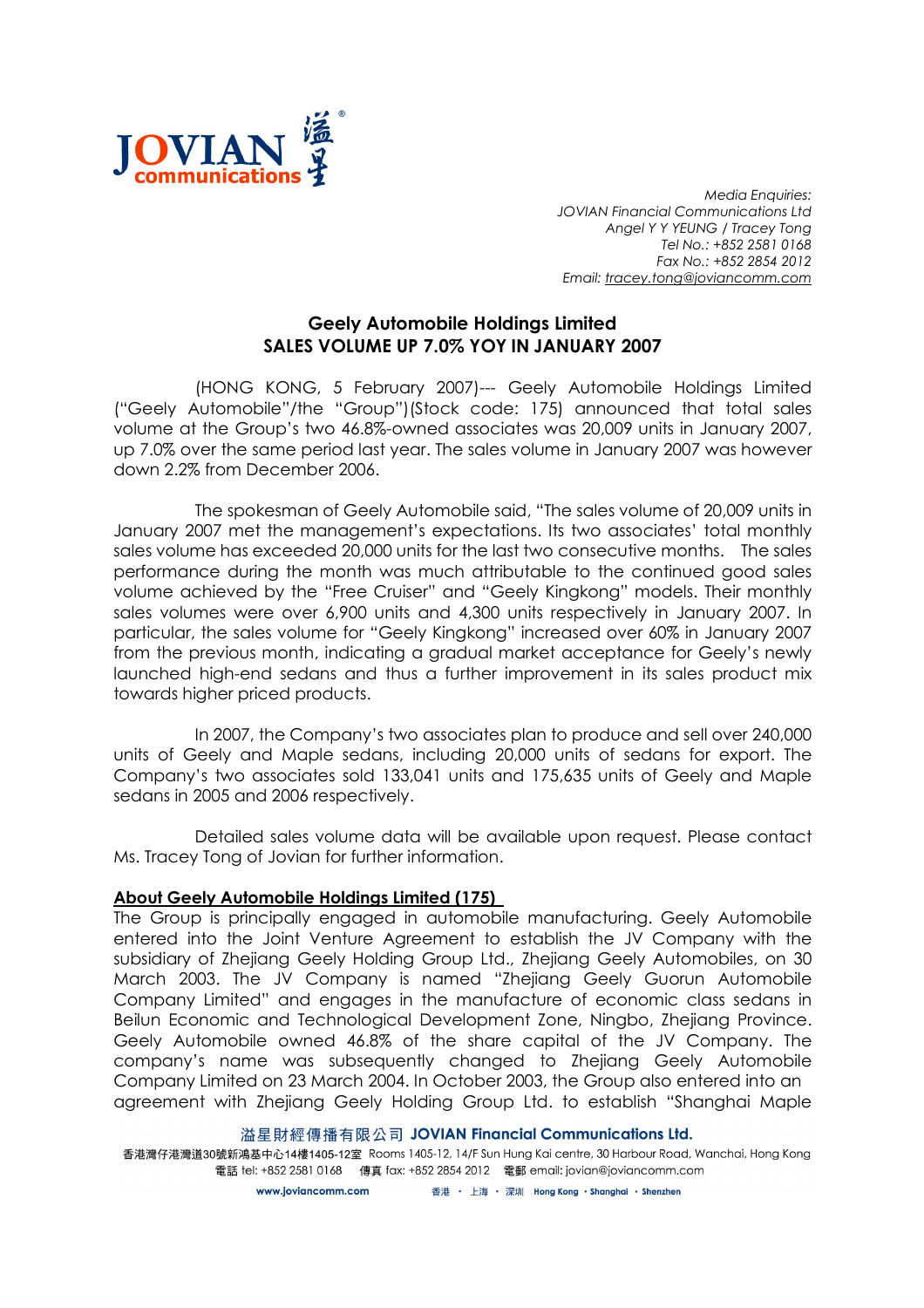*Media Enquiries:*
*JOVIAN Financial Communications Ltd*
*Angel Y Y YEUNG / Tracey Tong*
*Tel No.: +852 2581 0168*
*Fax No.: +852 2854 2012*
*Email: tracey.tong@joviancomm.com*

# Geely Automobile Holdings Limited
## SALES VOLUME UP 7.0% YOY IN JANUARY 2007

(HONG KONG, 5 February 2007)--- Geely Automobile Holdings Limited ("Geely Automobile"/the "Group")(Stock code: 175) announced that total sales volume at the Group's two 46.8%-owned associates was 20,009 units in January 2007, up 7.0% over the same period last year. The sales volume in January 2007 was however down 2.2% from December 2006.

The spokesman of Geely Automobile said, "The sales volume of 20,009 units in January 2007 met the management's expectations. Its two associates' total monthly sales volume has exceeded 20,000 units for the last two consecutive months. The sales performance during the month was much attributable to the continued good sales volume achieved by the "Free Cruiser" and "Geely Kingkong" models. Their monthly sales volumes were over 6,900 units and 4,300 units respectively in January 2007. In particular, the sales volume for "Geely Kingkong" increased over 60% in January 2007 from the previous month, indicating a gradual market acceptance for Geely's newly launched high-end sedans and thus a further improvement in its sales product mix towards higher priced products.

In 2007, the Company's two associates plan to produce and sell over 240,000 units of Geely and Maple sedans, including 20,000 units of sedans for export. The Company's two associates sold 133,041 units and 175,635 units of Geely and Maple sedans in 2005 and 2006 respectively.

Detailed sales volume data will be available upon request. Please contact Ms. Tracey Tong of Jovian for further information.

**About Geely Automobile Holdings Limited (175)**

The Group is principally engaged in automobile manufacturing. Geely Automobile entered into the Joint Venture Agreement to establish the JV Company with the subsidiary of Zhejiang Geely Holding Group Ltd., Zhejiang Geely Automobiles, on 30 March 2003. The JV Company is named "Zhejiang Geely Guorun Automobile Company Limited" and engages in the manufacture of economic class sedans in Beilun Economic and Technological Development Zone, Ningbo, Zhejiang Province. Geely Automobile owned 46.8% of the share capital of the JV Company. The company's name was subsequently changed to Zhejiang Geely Automobile Company Limited on 23 March 2004. In October 2003, the Group also entered into an agreement with Zhejiang Geely Holding Group Ltd. to establish "Shanghai Maple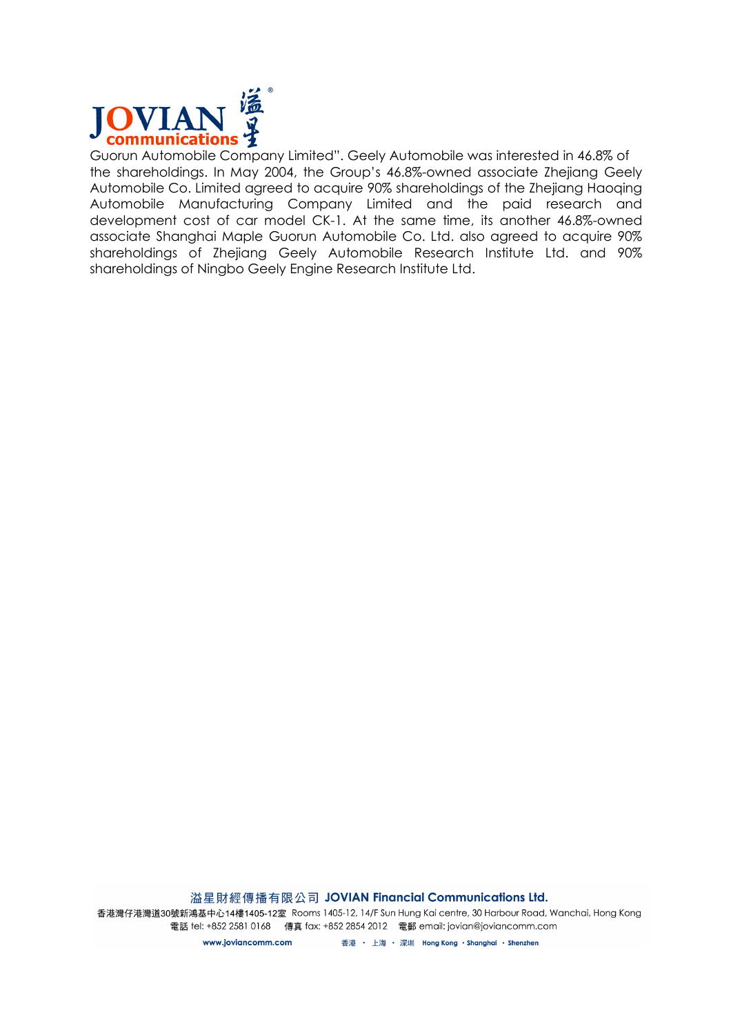Guorun Automobile Company Limited". Geely Automobile was interested in 46.8% of the shareholdings. In May 2004, the Group's 46.8%-owned associate Zhejiang Geely Automobile Co. Limited agreed to acquire 90% shareholdings of the Zhejiang Haoqing Automobile Manufacturing Company Limited and the paid research and development cost of car model CK-1. At the same time, its another 46.8%-owned associate Shanghai Maple Guorun Automobile Co. Ltd. also agreed to acquire 90% shareholdings of Zhejiang Geely Automobile Research Institute Ltd. and 90% shareholdings of Ningbo Geely Engine Research Institute Ltd.